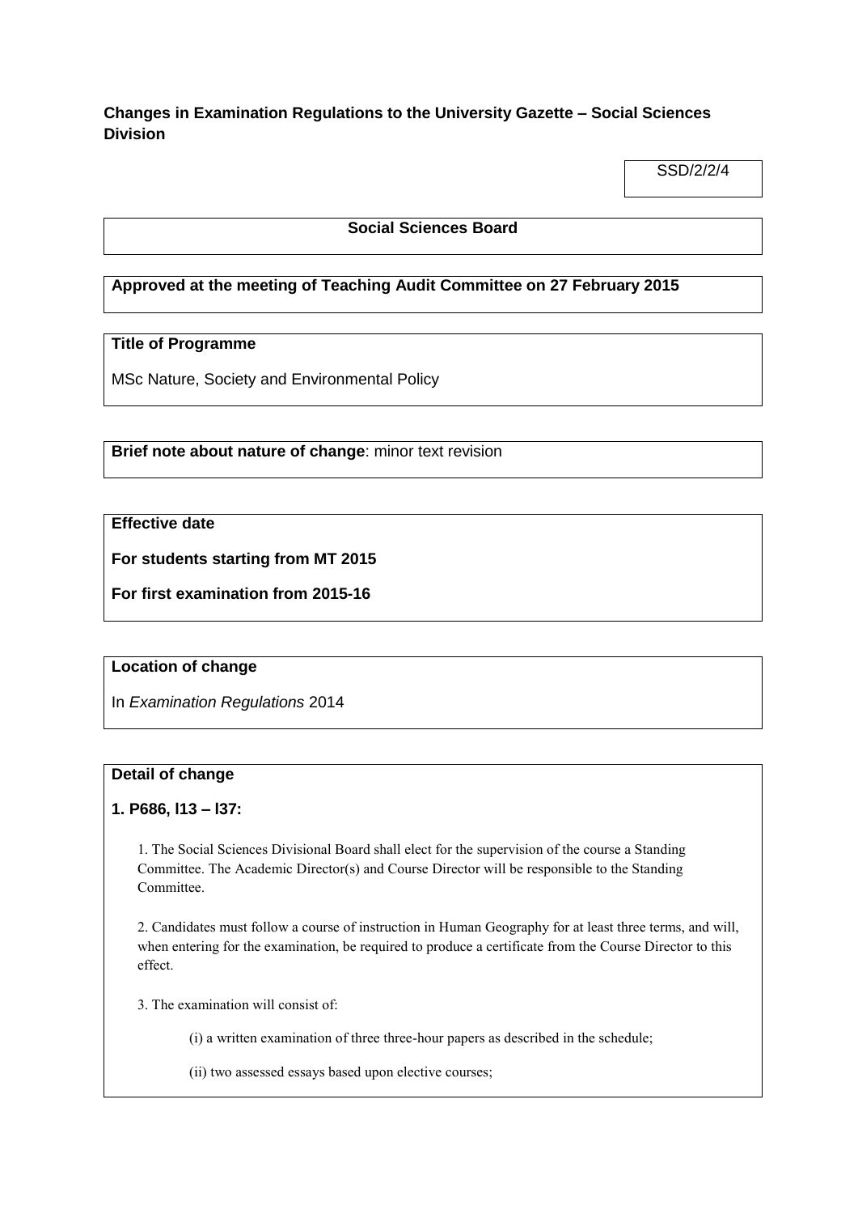## Changes in Examination Regulations to the University Gazette – Social Sciences Division

SSD/2/2/4

**Social Sciences Board**

**Approved at the meeting of Teaching Audit Committee on 27 February 2015**

**Title of Programme**

MSc Nature, Society and Environmental Policy

**Brief note about nature of change**: minor text revision

**Effective date**

**For students starting from MT 2015**

**For first examination from 2015-16**

**Location of change**

In *Examination Regulations* 2014

**Detail of change**

**1. P686, l13 – l37:**

1. The Social Sciences Divisional Board shall elect for the supervision of the course a Standing Committee. The Academic Director(s) and Course Director will be responsible to the Standing Committee.

2. Candidates must follow a course of instruction in Human Geography for at least three terms, and will, when entering for the examination, be required to produce a certificate from the Course Director to this effect.

3. The examination will consist of:

(i) a written examination of three three-hour papers as described in the schedule;

(ii) two assessed essays based upon elective courses;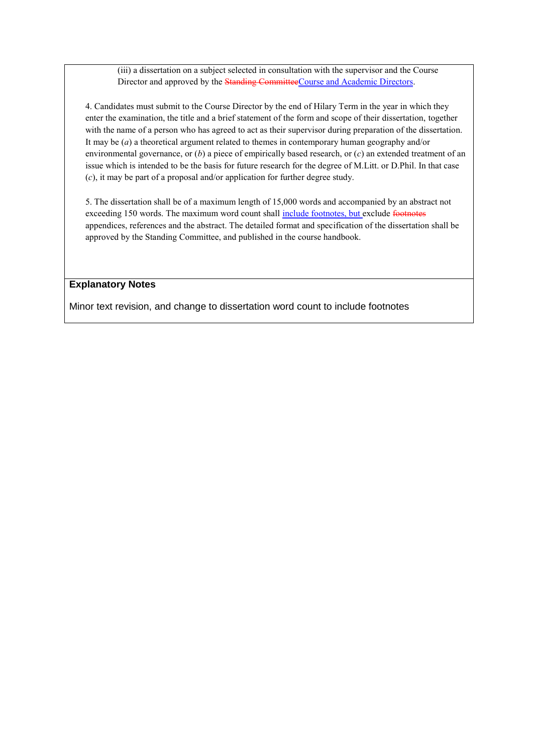(iii) a dissertation on a subject selected in consultation with the supervisor and the Course Director and approved by the ~~Standing Committee~~Course and Academic Directors.

4. Candidates must submit to the Course Director by the end of Hilary Term in the year in which they enter the examination, the title and a brief statement of the form and scope of their dissertation, together with the name of a person who has agreed to act as their supervisor during preparation of the dissertation. It may be (*a*) a theoretical argument related to themes in contemporary human geography and/or environmental governance, or (*b*) a piece of empirically based research, or (*c*) an extended treatment of an issue which is intended to be the basis for future research for the degree of M.Litt. or D.Phil. In that case (*c*), it may be part of a proposal and/or application for further degree study.

5. The dissertation shall be of a maximum length of 15,000 words and accompanied by an abstract not exceeding 150 words. The maximum word count shall include footnotes, but exclude ~~footnotes~~ appendices, references and the abstract. The detailed format and specification of the dissertation shall be approved by the Standing Committee, and published in the course handbook.

**Explanatory Notes**

Minor text revision, and change to dissertation word count to include footnotes